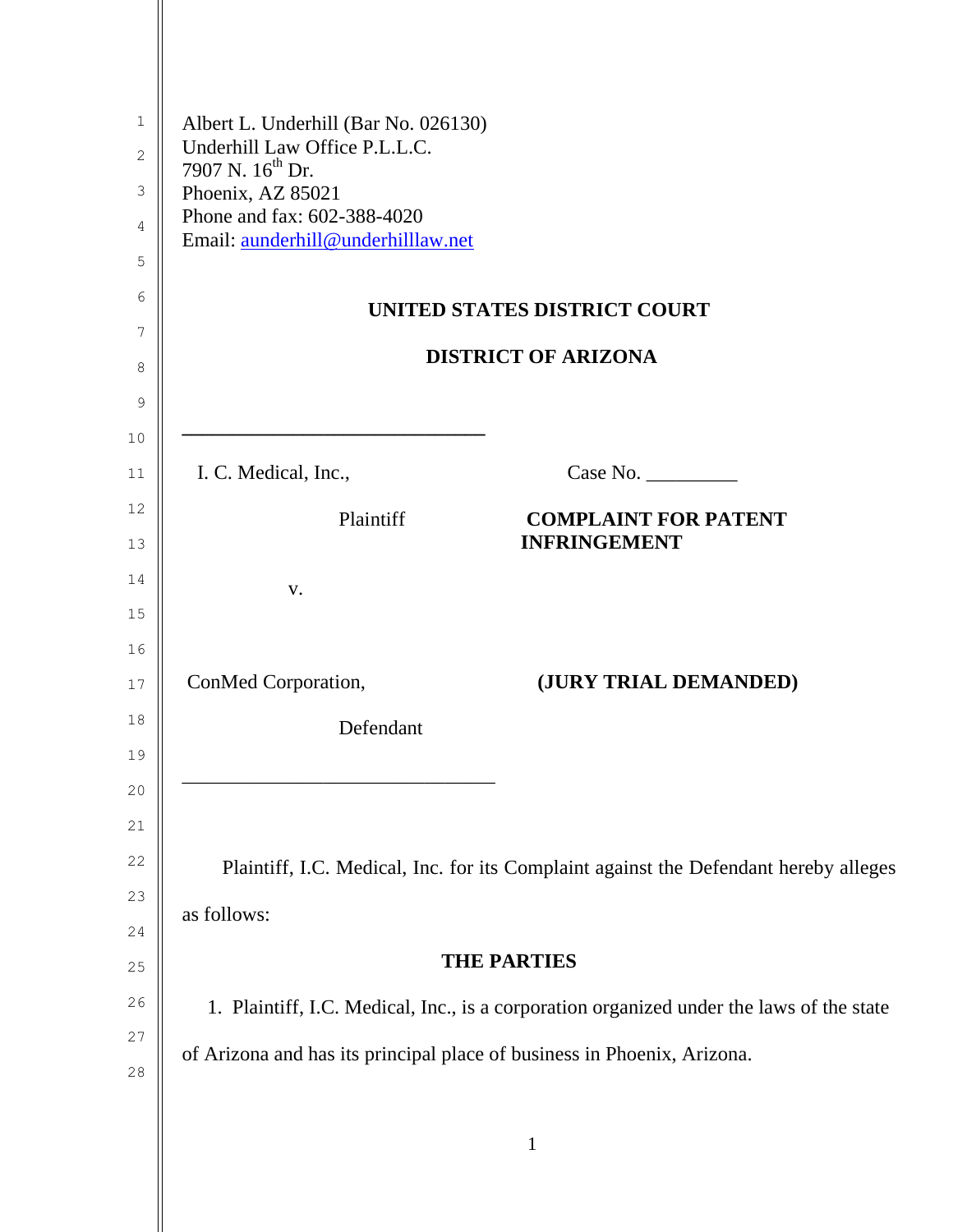Albert L. Underhill (Bar No. 026130)
Underhill Law Office P.L.L.C.
7907 N. 16th Dr.
Phoenix, AZ 85021
Phone and fax: 602-388-4020
Email: aunderhill@underhilllaw.net

**UNITED STATES DISTRICT COURT**

**DISTRICT OF ARIZONA**

| | |
|---|---|
| I. C. Medical, Inc., | Case No. _________ |
| Plaintiff | **COMPLAINT FOR PATENT INFRINGEMENT** |
| v. | |
| ConMed Corporation, | **(JURY TRIAL DEMANDED)** |
| Defendant | |

Plaintiff, I.C. Medical, Inc. for its Complaint against the Defendant hereby alleges as follows:

## THE PARTIES

1. Plaintiff, I.C. Medical, Inc., is a corporation organized under the laws of the state of Arizona and has its principal place of business in Phoenix, Arizona.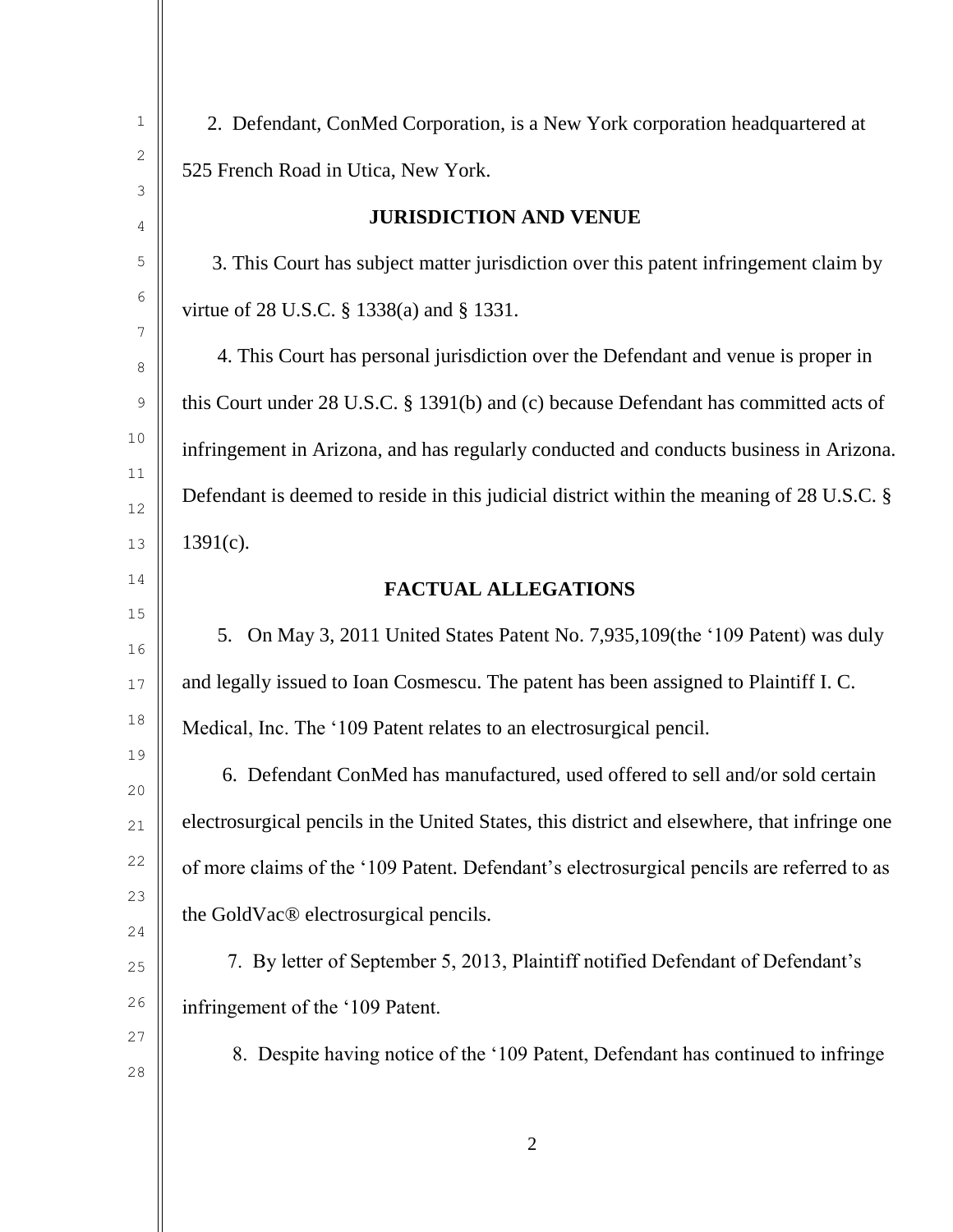2. Defendant, ConMed Corporation, is a New York corporation headquartered at 525 French Road in Utica, New York.

## JURISDICTION AND VENUE

3. This Court has subject matter jurisdiction over this patent infringement claim by virtue of 28 U.S.C. § 1338(a) and § 1331.

4. This Court has personal jurisdiction over the Defendant and venue is proper in this Court under 28 U.S.C. § 1391(b) and (c) because Defendant has committed acts of infringement in Arizona, and has regularly conducted and conducts business in Arizona. Defendant is deemed to reside in this judicial district within the meaning of 28 U.S.C. § 1391(c).

## FACTUAL ALLEGATIONS

5. On May 3, 2011 United States Patent No. 7,935,109(the '109 Patent) was duly and legally issued to Ioan Cosmescu. The patent has been assigned to Plaintiff I. C. Medical, Inc. The '109 Patent relates to an electrosurgical pencil.

6. Defendant ConMed has manufactured, used offered to sell and/or sold certain electrosurgical pencils in the United States, this district and elsewhere, that infringe one of more claims of the '109 Patent. Defendant's electrosurgical pencils are referred to as the GoldVac® electrosurgical pencils.

7. By letter of September 5, 2013, Plaintiff notified Defendant of Defendant's infringement of the '109 Patent.

8. Despite having notice of the '109 Patent, Defendant has continued to infringe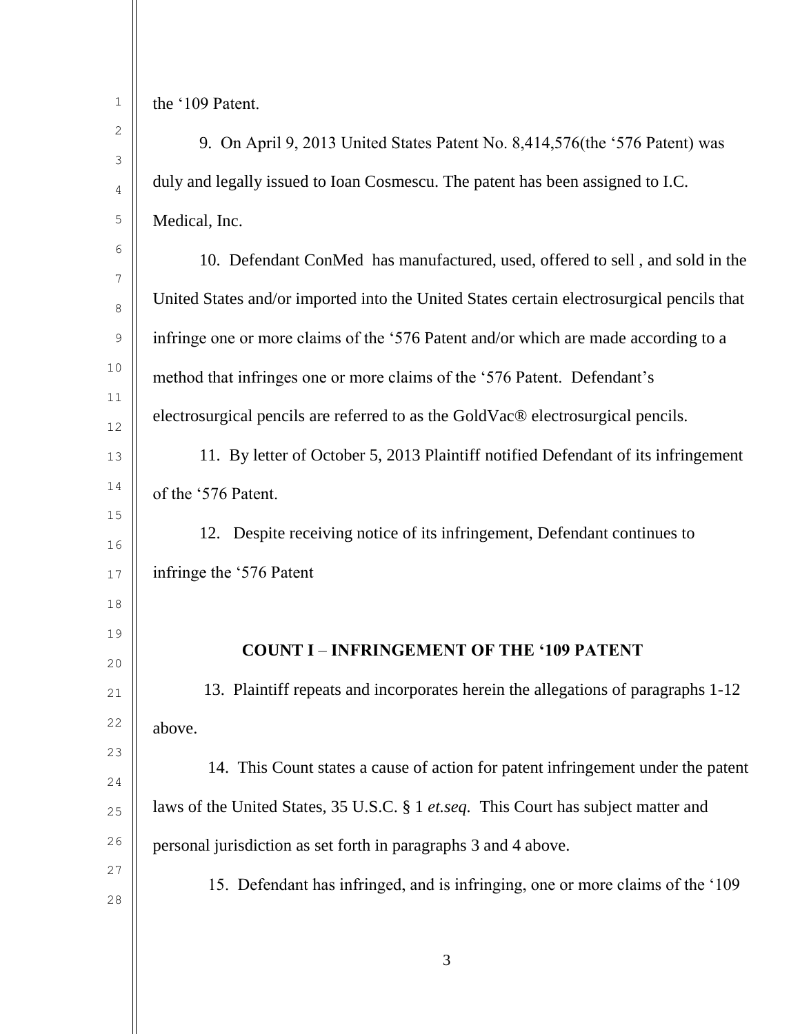the ‘109 Patent.

9. On April 9, 2013 United States Patent No. 8,414,576(the ‘576 Patent) was duly and legally issued to Ioan Cosmescu. The patent has been assigned to I.C. Medical, Inc.

10. Defendant ConMed has manufactured, used, offered to sell , and sold in the United States and/or imported into the United States certain electrosurgical pencils that infringe one or more claims of the ‘576 Patent and/or which are made according to a method that infringes one or more claims of the ‘576 Patent. Defendant’s electrosurgical pencils are referred to as the GoldVac® electrosurgical pencils.

11. By letter of October 5, 2013 Plaintiff notified Defendant of its infringement of the ‘576 Patent.

12. Despite receiving notice of its infringement, Defendant continues to infringe the ‘576 Patent

**COUNT I – INFRINGEMENT OF THE ‘109 PATENT**

13. Plaintiff repeats and incorporates herein the allegations of paragraphs 1-12 above.

14. This Count states a cause of action for patent infringement under the patent laws of the United States, 35 U.S.C. § 1 *et.seq.* This Court has subject matter and personal jurisdiction as set forth in paragraphs 3 and 4 above.

15. Defendant has infringed, and is infringing, one or more claims of the ‘109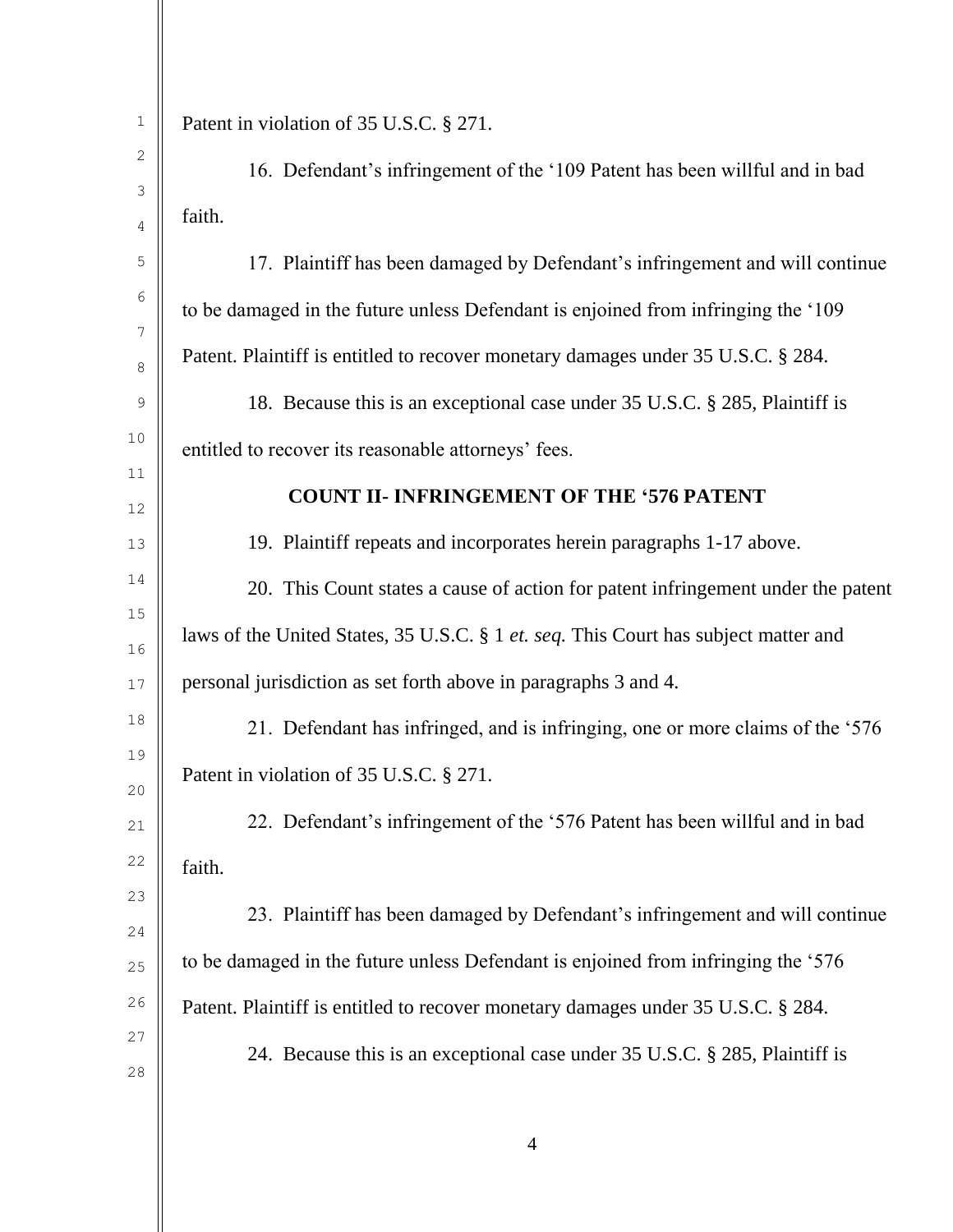Patent in violation of 35 U.S.C. § 271.

16. Defendant's infringement of the '109 Patent has been willful and in bad faith.

17. Plaintiff has been damaged by Defendant's infringement and will continue to be damaged in the future unless Defendant is enjoined from infringing the '109 Patent. Plaintiff is entitled to recover monetary damages under 35 U.S.C. § 284.

18. Because this is an exceptional case under 35 U.S.C. § 285, Plaintiff is entitled to recover its reasonable attorneys' fees.

**COUNT II- INFRINGEMENT OF THE '576 PATENT**

19. Plaintiff repeats and incorporates herein paragraphs 1-17 above.

20. This Count states a cause of action for patent infringement under the patent laws of the United States, 35 U.S.C. § 1 *et. seq.* This Court has subject matter and personal jurisdiction as set forth above in paragraphs 3 and 4.

21. Defendant has infringed, and is infringing, one or more claims of the '576 Patent in violation of 35 U.S.C. § 271.

22. Defendant's infringement of the '576 Patent has been willful and in bad faith.

23. Plaintiff has been damaged by Defendant's infringement and will continue to be damaged in the future unless Defendant is enjoined from infringing the '576 Patent. Plaintiff is entitled to recover monetary damages under 35 U.S.C. § 284.

24. Because this is an exceptional case under 35 U.S.C. § 285, Plaintiff is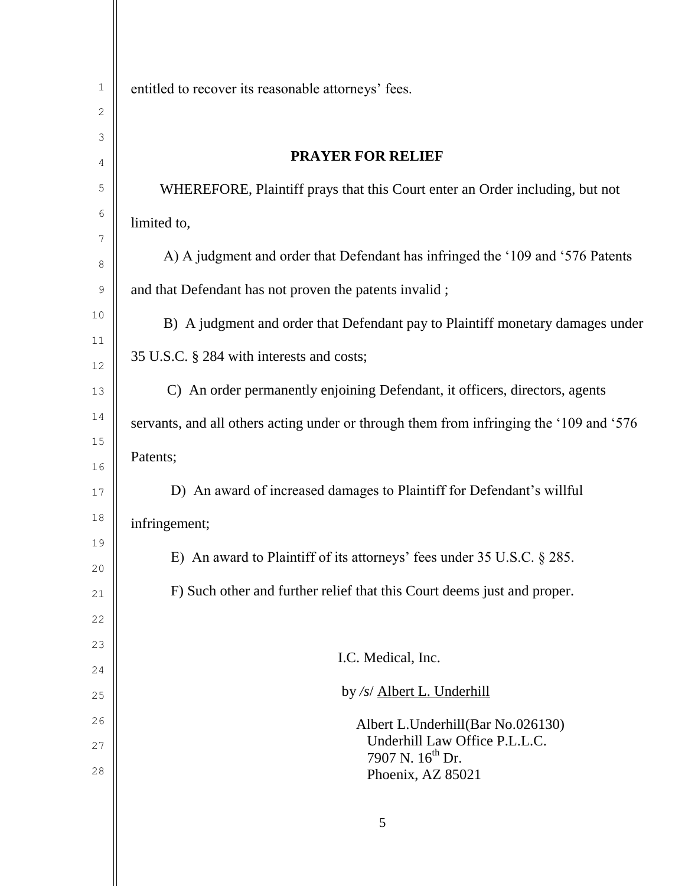entitled to recover its reasonable attorneys' fees.

## PRAYER FOR RELIEF

WHEREFORE, Plaintiff prays that this Court enter an Order including, but not limited to,

A) A judgment and order that Defendant has infringed the '109 and '576 Patents and that Defendant has not proven the patents invalid ;

B) A judgment and order that Defendant pay to Plaintiff monetary damages under 35 U.S.C. § 284 with interests and costs;

C) An order permanently enjoining Defendant, it officers, directors, agents servants, and all others acting under or through them from infringing the '109 and '576 Patents;

D) An award of increased damages to Plaintiff for Defendant's willful infringement;

E) An award to Plaintiff of its attorneys' fees under 35 U.S.C. § 285.

F) Such other and further relief that this Court deems just and proper.

I.C. Medical, Inc.

by /s/ Albert L. Underhill

Albert L.Underhill(Bar No.026130)
Underhill Law Office P.L.L.C.
7907 N. 16th Dr.
Phoenix, AZ 85021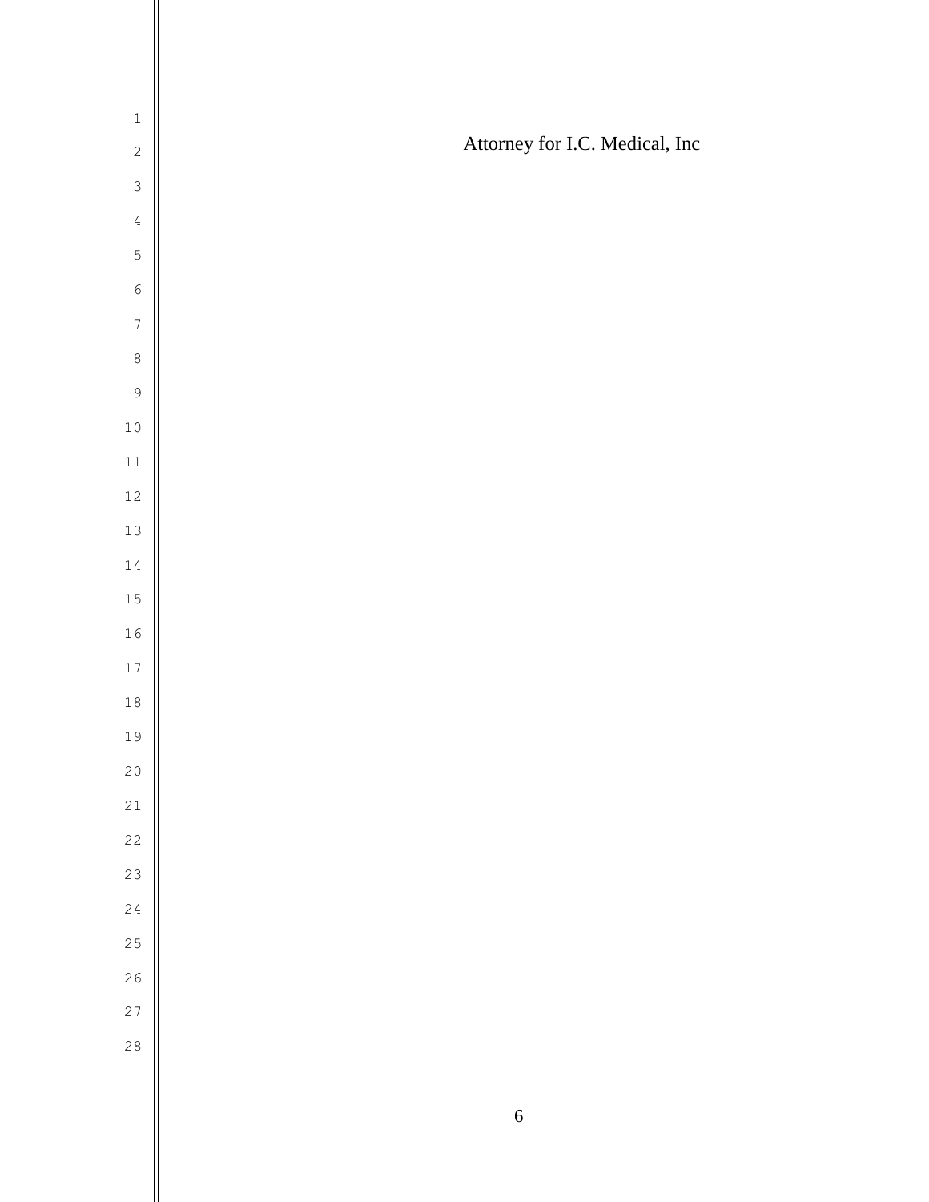Attorney for I.C. Medical, Inc